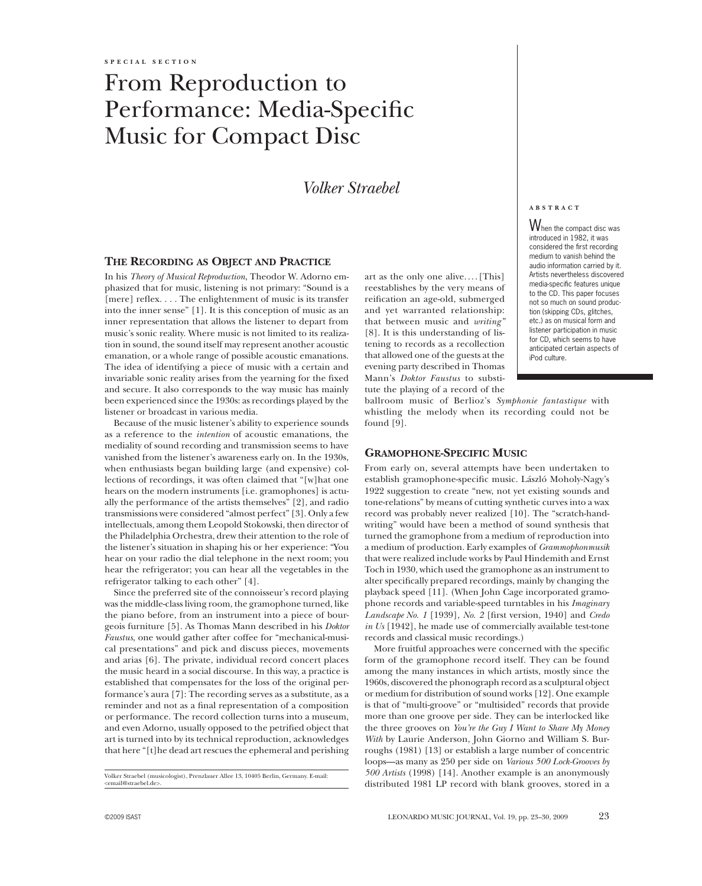SPECIAL SECTION

# From Reproduction to Performance: Media-Specific Music for Compact Disc

*Volker Straebel*

ABSTRACT

When the compact disc was introduced in 1982, it was considered the first recording medium to vanish behind the audio information carried by it. Artists nevertheless discovered media-specific features unique to the CD. This paper focuses not so much on sound production (skipping CDs, glitches, etc.) as on musical form and listener participation in music for CD, which seems to have anticipated certain aspects of iPod culture.

## The Recording as Object and Practice

In his *Theory of Musical Reproduction*, Theodor W. Adorno emphasized that for music, listening is not primary: "Sound is a [mere] reflex. . . . The enlightenment of music is its transfer into the inner sense" [1]. It is this conception of music as an inner representation that allows the listener to depart from music's sonic reality. Where music is not limited to its realization in sound, the sound itself may represent another acoustic emanation, or a whole range of possible acoustic emanations. The idea of identifying a piece of music with a certain and invariable sonic reality arises from the yearning for the fixed and secure. It also corresponds to the way music has mainly been experienced since the 1930s: as recordings played by the listener or broadcast in various media.

Because of the music listener's ability to experience sounds as a reference to the *intention* of acoustic emanations, the mediality of sound recording and transmission seems to have vanished from the listener's awareness early on. In the 1930s, when enthusiasts began building large (and expensive) collections of recordings, it was often claimed that "[w]hat one hears on the modern instruments [i.e. gramophones] is actually the performance of the artists themselves" [2], and radio transmissions were considered "almost perfect" [3]. Only a few intellectuals, among them Leopold Stokowski, then director of the Philadelphia Orchestra, drew their attention to the role of the listener's situation in shaping his or her experience: "You hear on your radio the dial telephone in the next room; you hear the refrigerator; you can hear all the vegetables in the refrigerator talking to each other" [4].

Since the preferred site of the connoisseur's record playing was the middle-class living room, the gramophone turned, like the piano before, from an instrument into a piece of bourgeois furniture [5]. As Thomas Mann described in his *Doktor Faustus*, one would gather after coffee for "mechanical-musical presentations" and pick and discuss pieces, movements and arias [6]. The private, individual record concert places the music heard in a social discourse. In this way, a practice is established that compensates for the loss of the original performance's aura [7]: The recording serves as a substitute, as a reminder and not as a final representation of a composition or performance. The record collection turns into a museum, and even Adorno, usually opposed to the petrified object that art is turned into by its technical reproduction, acknowledges that here "[t]he dead art rescues the ephemeral and perishing art as the only one alive. . . . [This] reestablishes by the very means of reification an age-old, submerged and yet warranted relationship: that between music and *writing*" [8]. It is this understanding of listening to records as a recollection that allowed one of the guests at the evening party described in Thomas Mann's *Doktor Faustus* to substitute the playing of a record of the ballroom music of Berlioz's *Symphonie fantastique* with whistling the melody when its recording could not be found [9].

## Gramophone-Specific Music

From early on, several attempts have been undertaken to establish gramophone-specific music. László Moholy-Nagy's 1922 suggestion to create "new, not yet existing sounds and tone-relations" by means of cutting synthetic curves into a wax record was probably never realized [10]. The "scratch-handwriting" would have been a method of sound synthesis that turned the gramophone from a medium of reproduction into a medium of production. Early examples of *Grammophonmusik* that were realized include works by Paul Hindemith and Ernst Toch in 1930, which used the gramophone as an instrument to alter specifically prepared recordings, mainly by changing the playback speed [11]. (When John Cage incorporated gramophone records and variable-speed turntables in his *Imaginary Landscape No. 1* [1939], *No. 2* [first version, 1940] and *Credo in Us* [1942], he made use of commercially available test-tone records and classical music recordings.)

More fruitful approaches were concerned with the specific form of the gramophone record itself. They can be found among the many instances in which artists, mostly since the 1960s, discovered the phonograph record as a sculptural object or medium for distribution of sound works [12]. One example is that of "multi-groove" or "multisided" records that provide more than one groove per side. They can be interlocked like the three grooves on *You're the Guy I Want to Share My Money With* by Laurie Anderson, John Giorno and William S. Burroughs (1981) [13] or establish a large number of concentric loops—as many as 250 per side on *Various 500 Lock-Grooves by 500 Artists* (1998) [14]. Another example is an anonymously distributed 1981 LP record with blank grooves, stored in a

Volker Straebel (musicologist), Prenzlauer Allee 13, 10405 Berlin, Germany. E-mail: <email@straebel.de>.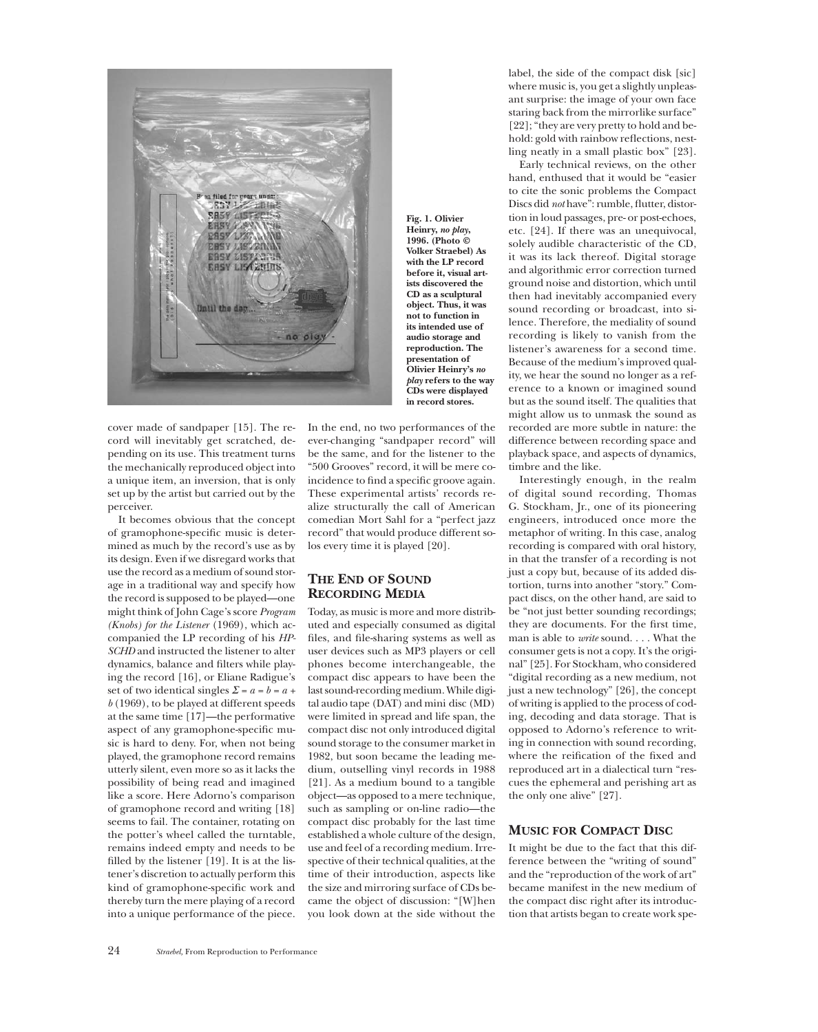Fig. 1. Olivier Heinry, *no play*, 1996. (Photo © Volker Straebel) As with the LP record before it, visual artists discovered the CD as a sculptural object. Thus, it was not to function in its intended use of audio storage and reproduction. The presentation of Olivier Heinry's *no play* refers to the way CDs were displayed in record stores.

cover made of sandpaper [15]. The record will inevitably get scratched, depending on its use. This treatment turns the mechanically reproduced object into a unique item, an inversion, that is only set up by the artist but carried out by the perceiver.

It becomes obvious that the concept of gramophone-specific music is determined as much by the record's use as by its design. Even if we disregard works that use the record as a medium of sound storage in a traditional way and specify how the record is supposed to be played—one might think of John Cage's score *Program (Knobs) for the Listener* (1969), which accompanied the LP recording of his *HPSCHD* and instructed the listener to alter dynamics, balance and filters while playing the record [16], or Eliane Radigue's set of two identical singles $\Sigma = a = b = a + b$ (1969), to be played at different speeds at the same time [17]—the performative aspect of any gramophone-specific music is hard to deny. For, when not being played, the gramophone record remains utterly silent, even more so as it lacks the possibility of being read and imagined like a score. Here Adorno's comparison of gramophone record and writing [18] seems to fail. The container, rotating on the potter's wheel called the turntable, remains indeed empty and needs to be filled by the listener [19]. It is at the listener's discretion to actually perform this kind of gramophone-specific work and thereby turn the mere playing of a record into a unique performance of the piece. In the end, no two performances of the ever-changing "sandpaper record" will be the same, and for the listener to the "500 Grooves" record, it will be mere coincidence to find a specific groove again. These experimental artists' records realize structurally the call of American comedian Mort Sahl for a "perfect jazz record" that would produce different solos every time it is played [20].

## The End of Sound Recording Media

Today, as music is more and more distributed and especially consumed as digital files, and file-sharing systems as well as user devices such as MP3 players or cell phones become interchangeable, the compact disc appears to have been the last sound-recording medium. While digital audio tape (DAT) and mini disc (MD) were limited in spread and life span, the compact disc not only introduced digital sound storage to the consumer market in 1982, but soon became the leading medium, outselling vinyl records in 1988 [21]. As a medium bound to a tangible object—as opposed to a mere technique, such as sampling or on-line radio—the compact disc probably for the last time established a whole culture of the design, use and feel of a recording medium. Irrespective of their technical qualities, at the time of their introduction, aspects like the size and mirroring surface of CDs became the object of discussion: "[W]hen you look down at the side without the label, the side of the compact disk [sic] where music is, you get a slightly unpleasant surprise: the image of your own face staring back from the mirrorlike surface" [22]; "they are very pretty to hold and behold: gold with rainbow reflections, nestling neatly in a small plastic box" [23].

Early technical reviews, on the other hand, enthused that it would be "easier to cite the sonic problems the Compact Discs did *not* have": rumble, flutter, distortion in loud passages, pre- or post-echoes, etc. [24]. If there was an unequivocal, solely audible characteristic of the CD, it was its lack thereof. Digital storage and algorithmic error correction turned ground noise and distortion, which until then had inevitably accompanied every sound recording or broadcast, into silence. Therefore, the mediality of sound recording is likely to vanish from the listener's awareness for a second time. Because of the medium's improved quality, we hear the sound no longer as a reference to a known or imagined sound but as the sound itself. The qualities that might allow us to unmask the sound as recorded are more subtle in nature: the difference between recording space and playback space, and aspects of dynamics, timbre and the like.

Interestingly enough, in the realm of digital sound recording, Thomas G. Stockham, Jr., one of its pioneering engineers, introduced once more the metaphor of writing. In this case, analog recording is compared with oral history, in that the transfer of a recording is not just a copy but, because of its added distortion, turns into another "story." Compact discs, on the other hand, are said to be "not just better sounding recordings; they are documents. For the first time, man is able to *write* sound. . . . What the consumer gets is not a copy. It's the original" [25]. For Stockham, who considered "digital recording as a new medium, not just a new technology" [26], the concept of writing is applied to the process of coding, decoding and data storage. That is opposed to Adorno's reference to writing in connection with sound recording, where the reification of the fixed and reproduced art in a dialectical turn "rescues the ephemeral and perishing art as the only one alive" [27].

## Music for Compact Disc

It might be due to the fact that this difference between the "writing of sound" and the "reproduction of the work of art" became manifest in the new medium of the compact disc right after its introduction that artists began to create work spe-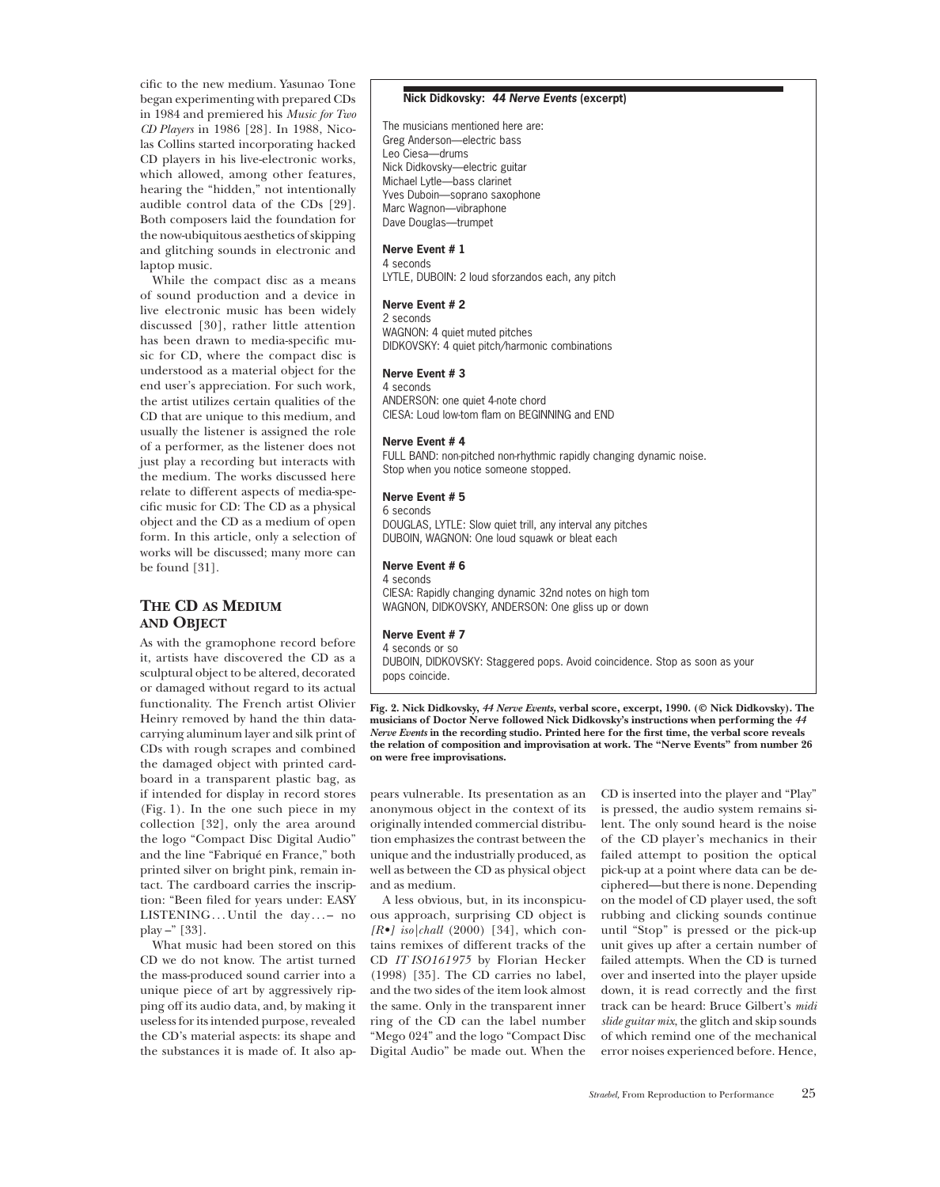cific to the new medium. Yasunao Tone began experimenting with prepared CDs in 1984 and premiered his *Music for Two CD Players* in 1986 [28]. In 1988, Nicolas Collins started incorporating hacked CD players in his live-electronic works, which allowed, among other features, hearing the "hidden," not intentionally audible control data of the CDs [29]. Both composers laid the foundation for the now-ubiquitous aesthetics of skipping and glitching sounds in electronic and laptop music.

While the compact disc as a means of sound production and a device in live electronic music has been widely discussed [30], rather little attention has been drawn to media-specific music for CD, where the compact disc is understood as a material object for the end user's appreciation. For such work, the artist utilizes certain qualities of the CD that are unique to this medium, and usually the listener is assigned the role of a performer, as the listener does not just play a recording but interacts with the medium. The works discussed here relate to different aspects of media-specific music for CD: The CD as a physical object and the CD as a medium of open form. In this article, only a selection of works will be discussed; many more can be found [31].

**Nick Didkovsky: *44 Nerve Events* (excerpt)**

The musicians mentioned here are:
Greg Anderson—electric bass
Leo Ciesa—drums
Nick Didkovsky—electric guitar
Michael Lytle—bass clarinet
Yves Duboin—soprano saxophone
Marc Wagnon—vibraphone
Dave Douglas—trumpet

**Nerve Event # 1**
4 seconds
LYTLE, DUBOIN: 2 loud sforzandos each, any pitch

**Nerve Event # 2**
2 seconds
WAGNON: 4 quiet muted pitches
DIDKOVSKY: 4 quiet pitch/harmonic combinations

**Nerve Event # 3**
4 seconds
ANDERSON: one quiet 4-note chord
CIESA: Loud low-tom flam on BEGINNING and END

**Nerve Event # 4**
FULL BAND: non-pitched non-rhythmic rapidly changing dynamic noise.
Stop when you notice someone stopped.

**Nerve Event # 5**
6 seconds
DOUGLAS, LYTLE: Slow quiet trill, any interval any pitches
DUBOIN, WAGNON: One loud squawk or bleat each

**Nerve Event # 6**
4 seconds
CIESA: Rapidly changing dynamic 32nd notes on high tom
WAGNON, DIDKOVSKY, ANDERSON: One gliss up or down

**Nerve Event # 7**
4 seconds or so
DUBOIN, DIDKOVSKY: Staggered pops. Avoid coincidence. Stop as soon as your pops coincide.

**Fig. 2. Nick Didkovsky, *44 Nerve Events*, verbal score, excerpt, 1990. (© Nick Didkovsky). The musicians of Doctor Nerve followed Nick Didkovsky's instructions when performing the *44 Nerve Events* in the recording studio. Printed here for the first time, the verbal score reveals the relation of composition and improvisation at work. The "Nerve Events" from number 26 on were free improvisations.**

## The CD as Medium and Object

As with the gramophone record before it, artists have discovered the CD as a sculptural object to be altered, decorated or damaged without regard to its actual functionality. The French artist Olivier Heinry removed by hand the thin data-carrying aluminum layer and silk print of CDs with rough scrapes and combined the damaged object with printed cardboard in a transparent plastic bag, as if intended for display in record stores (Fig. 1). In the one such piece in my collection [32], only the area around the logo "Compact Disc Digital Audio" and the line "Fabriqué en France," both printed silver on bright pink, remain intact. The cardboard carries the inscription: "Been filed for years under: EASY LISTENING . . . Until the day . . . – no play –" [33].

What music had been stored on this CD we do not know. The artist turned the mass-produced sound carrier into a unique piece of art by aggressively ripping off its audio data, and, by making it useless for its intended purpose, revealed the CD's material aspects: its shape and the substances it is made of. It also appears vulnerable. Its presentation as an anonymous object in the context of its originally intended commercial distribution emphasizes the contrast between the unique and the industrially produced, as well as between the CD as physical object and as medium.

A less obvious, but, in its inconspicuous approach, surprising CD object is *[R•] iso|chall* (2000) [34], which contains remixes of different tracks of the CD *IT ISO161975* by Florian Hecker (1998) [35]. The CD carries no label, and the two sides of the item look almost the same. Only in the transparent inner ring of the CD can the label number "Mego 024" and the logo "Compact Disc Digital Audio" be made out. When the CD is inserted into the player and "Play" is pressed, the audio system remains silent. The only sound heard is the noise of the CD player's mechanics in their failed attempt to position the optical pick-up at a point where data can be deciphered—but there is none. Depending on the model of CD player used, the soft rubbing and clicking sounds continue until "Stop" is pressed or the pick-up unit gives up after a certain number of failed attempts. When the CD is turned over and inserted into the player upside down, it is read correctly and the first track can be heard: Bruce Gilbert's *midi slide guitar mix*, the glitch and skip sounds of which remind one of the mechanical error noises experienced before. Hence,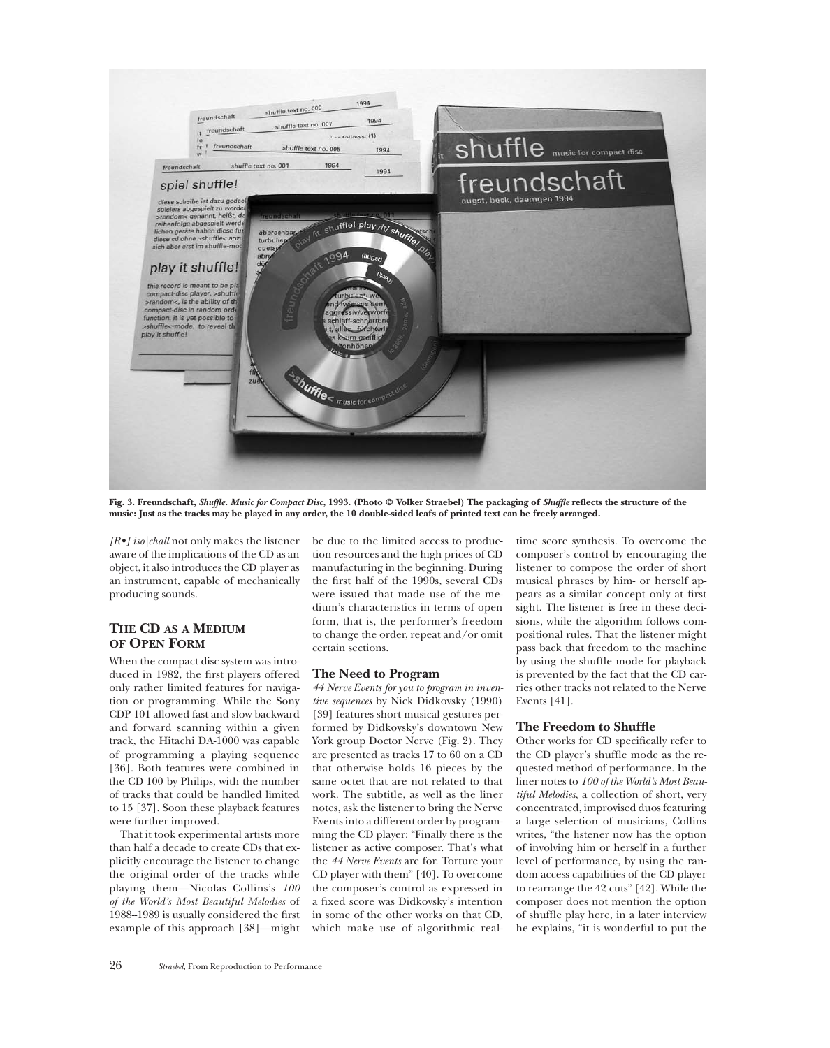Fig. 3. Freundschaft, *Shuffle. Music for Compact Disc*, 1993. (Photo © Volker Straebel) The packaging of *Shuffle* reflects the structure of the music: Just as the tracks may be played in any order, the 10 double-sided leafs of printed text can be freely arranged.

*[R•] iso|chall* not only makes the listener aware of the implications of the CD as an object, it also introduces the CD player as an instrument, capable of mechanically producing sounds.

## THE CD AS A MEDIUM OF OPEN FORM

When the compact disc system was introduced in 1982, the first players offered only rather limited features for navigation or programming. While the Sony CDP-101 allowed fast and slow backward and forward scanning within a given track, the Hitachi DA-1000 was capable of programming a playing sequence [36]. Both features were combined in the CD 100 by Philips, with the number of tracks that could be handled limited to 15 [37]. Soon these playback features were further improved.

That it took experimental artists more than half a decade to create CDs that explicitly encourage the listener to change the original order of the tracks while playing them—Nicolas Collins's *100 of the World's Most Beautiful Melodies* of 1988–1989 is usually considered the first example of this approach [38]—might be due to the limited access to production resources and the high prices of CD manufacturing in the beginning. During the first half of the 1990s, several CDs were issued that made use of the medium's characteristics in terms of open form, that is, the performer's freedom to change the order, repeat and/or omit certain sections.

### The Need to Program

*44 Nerve Events for you to program in inventive sequences* by Nick Didkovsky (1990) [39] features short musical gestures performed by Didkovsky's downtown New York group Doctor Nerve (Fig. 2). They are presented as tracks 17 to 60 on a CD that otherwise holds 16 pieces by the same octet that are not related to that work. The subtitle, as well as the liner notes, ask the listener to bring the Nerve Events into a different order by programming the CD player: "Finally there is the listener as active composer. That's what the *44 Nerve Events* are for. Torture your CD player with them" [40]. To overcome the composer's control as expressed in a fixed score was Didkovsky's intention in some of the other works on that CD, which make use of algorithmic real-time score synthesis. To overcome the composer's control by encouraging the listener to compose the order of short musical phrases by him- or herself appears as a similar concept only at first sight. The listener is free in these decisions, while the algorithm follows compositional rules. That the listener might pass back that freedom to the machine by using the shuffle mode for playback is prevented by the fact that the CD carries other tracks not related to the Nerve Events [41].

### The Freedom to Shuffle

Other works for CD specifically refer to the CD player's shuffle mode as the requested method of performance. In the liner notes to *100 of the World's Most Beautiful Melodies*, a collection of short, very concentrated, improvised duos featuring a large selection of musicians, Collins writes, "the listener now has the option of involving him or herself in a further level of performance, by using the random access capabilities of the CD player to rearrange the 42 cuts" [42]. While the composer does not mention the option of shuffle play here, in a later interview he explains, "it is wonderful to put the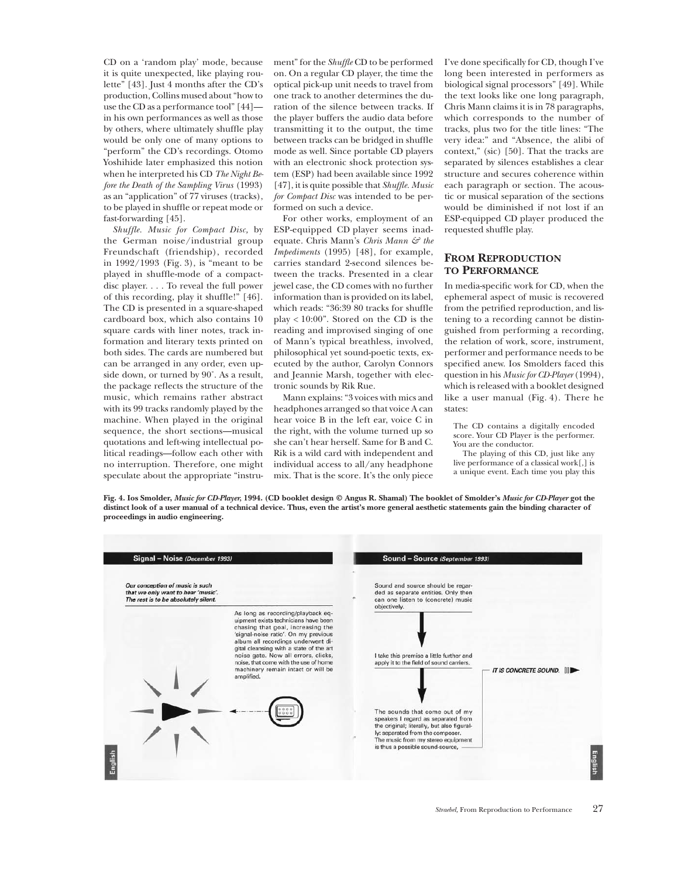CD on a 'random play' mode, because it is quite unexpected, like playing roulette" [43]. Just 4 months after the CD's production, Collins mused about "how to use the CD as a performance tool" [44]—in his own performances as well as those by others, where ultimately shuffle play would be only one of many options to "perform" the CD's recordings. Otomo Yoshihide later emphasized this notion when he interpreted his CD *The Night Before the Death of the Sampling Virus* (1993) as an "application" of 77 viruses (tracks), to be played in shuffle or repeat mode or fast-forwarding [45].

*Shuffle. Music for Compact Disc,* by the German noise/industrial group Freundschaft (friendship), recorded in 1992/1993 (Fig. 3), is "meant to be played in shuffle-mode of a compact-disc player. . . . To reveal the full power of this recording, play it shuffle!" [46]. The CD is presented in a square-shaped cardboard box, which also contains 10 square cards with liner notes, track information and literary texts printed on both sides. The cards are numbered but can be arranged in any order, even upside down, or turned by 90°. As a result, the package reflects the structure of the music, which remains rather abstract with its 99 tracks randomly played by the machine. When played in the original sequence, the short sections—musical quotations and left-wing intellectual political readings—follow each other with no interruption. Therefore, one might speculate about the appropriate "instrument" for the *Shuffle* CD to be performed on. On a regular CD player, the time the optical pick-up unit needs to travel from one track to another determines the duration of the silence between tracks. If the player buffers the audio data before transmitting it to the output, the time between tracks can be bridged in shuffle mode as well. Since portable CD players with an electronic shock protection system (ESP) had been available since 1992 [47], it is quite possible that *Shuffle. Music for Compact Disc* was intended to be performed on such a device.

For other works, employment of an ESP-equipped CD player seems inadequate. Chris Mann's *Chris Mann & the Impediments* (1995) [48], for example, carries standard 2-second silences between the tracks. Presented in a clear jewel case, the CD comes with no further information than is provided on its label, which reads: "36:39 80 tracks for shuffle play < 10:00". Stored on the CD is the reading and improvised singing of one of Mann's typical breathless, involved, philosophical yet sound-poetic texts, executed by the author, Carolyn Connors and Jeannie Marsh, together with electronic sounds by Rik Rue.

Mann explains: "3 voices with mics and headphones arranged so that voice A can hear voice B in the left ear, voice C in the right, with the volume turned up so she can't hear herself. Same for B and C. Rik is a wild card with independent and individual access to all/any headphone mix. That is the score. It's the only piece I've done specifically for CD, though I've long been interested in performers as biological signal processors" [49]. While the text looks like one long paragraph, Chris Mann claims it is in 78 paragraphs, which corresponds to the number of tracks, plus two for the title lines: "The very idea:" and "Absence, the alibi of context," (sic) [50]. That the tracks are separated by silences establishes a clear structure and secures coherence within each paragraph or section. The acoustic or musical separation of the sections would be diminished if not lost if an ESP-equipped CD player produced the requested shuffle play.

## From Reproduction to Performance

In media-specific work for CD, when the ephemeral aspect of music is recovered from the petrified reproduction, and listening to a recording cannot be distinguished from performing a recording, the relation of work, score, instrument, performer and performance needs to be specified anew. Ios Smolders faced this question in his *Music for CD-Player* (1994), which is released with a booklet designed like a user manual (Fig. 4). There he states:

> The CD contains a digitally encoded score. Your CD Player is the performer. You are the conductor.
>
> The playing of this CD, just like any live performance of a classical work[,] is a unique event. Each time you play this

**Fig. 4. Ios Smolder, *Music for CD-Player*, 1994. (CD booklet design © Angus R. Shamal) The booklet of Smolder's *Music for CD-Player* got the distinct look of a user manual of a technical device. Thus, even the artist's more general aesthetic statements gain the binding character of proceedings in audio engineering.**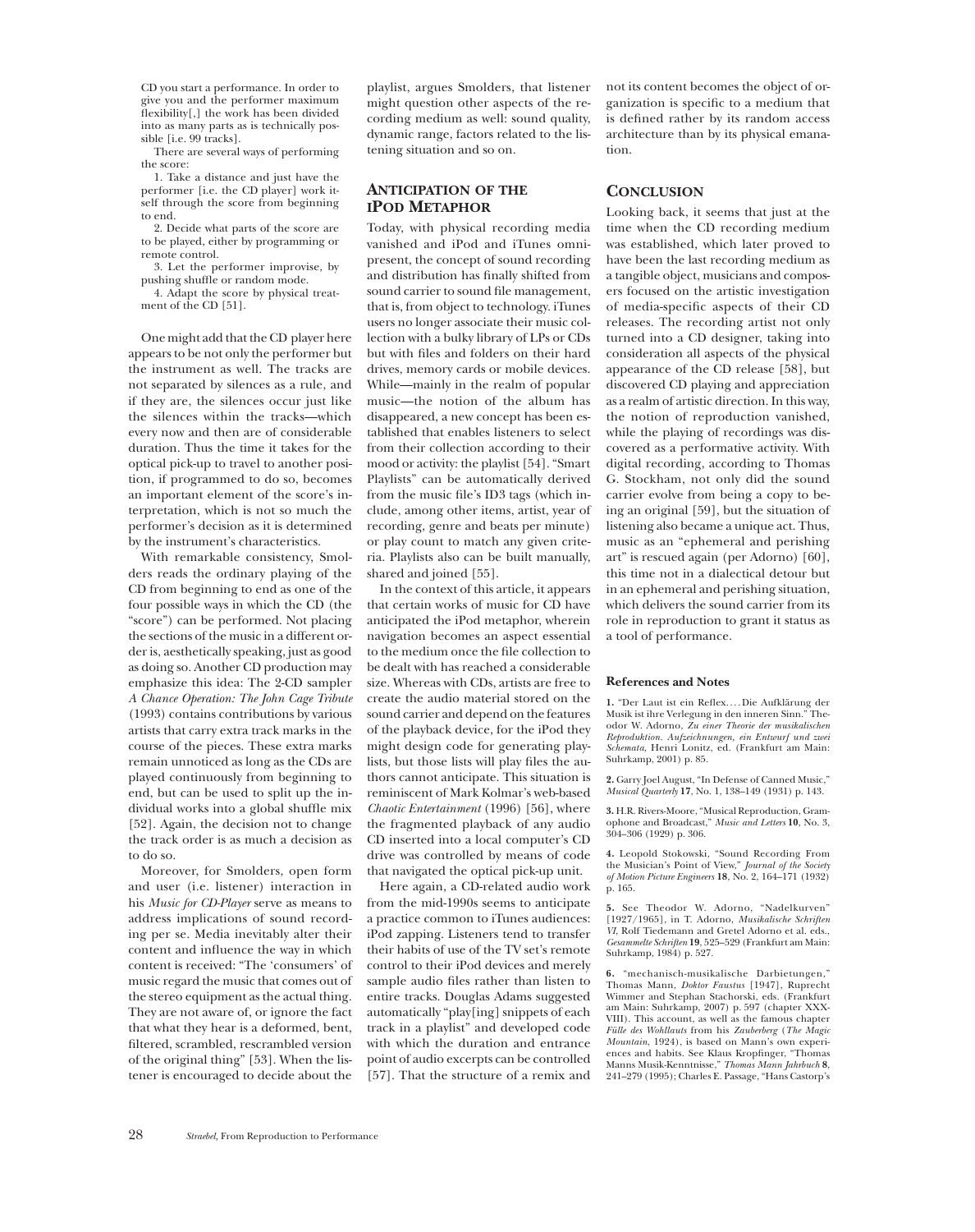CD you start a performance. In order to give you and the performer maximum flexibility[,] the work has been divided into as many parts as is technically possible [i.e. 99 tracks].

There are several ways of performing the score:

1. Take a distance and just have the performer [i.e. the CD player] work itself through the score from beginning to end.
2. Decide what parts of the score are to be played, either by programming or remote control.
3. Let the performer improvise, by pushing shuffle or random mode.
4. Adapt the score by physical treatment of the CD [51].

One might add that the CD player here appears to be not only the performer but the instrument as well. The tracks are not separated by silences as a rule, and if they are, the silences occur just like the silences within the tracks—which every now and then are of considerable duration. Thus the time it takes for the optical pick-up to travel to another position, if programmed to do so, becomes an important element of the score's interpretation, which is not so much the performer's decision as it is determined by the instrument's characteristics.

With remarkable consistency, Smolders reads the ordinary playing of the CD from beginning to end as one of the four possible ways in which the CD (the "score") can be performed. Not placing the sections of the music in a different order is, aesthetically speaking, just as good as doing so. Another CD production may emphasize this idea: The 2-CD sampler *A Chance Operation: The John Cage Tribute* (1993) contains contributions by various artists that carry extra track marks in the course of the pieces. These extra marks remain unnoticed as long as the CDs are played continuously from beginning to end, but can be used to split up the individual works into a global shuffle mix [52]. Again, the decision not to change the track order is as much a decision as to do so.

Moreover, for Smolders, open form and user (i.e. listener) interaction in his *Music for CD-Player* serve as means to address implications of sound recording per se. Media inevitably alter their content and influence the way in which content is received: "The 'consumers' of music regard the music that comes out of the stereo equipment as the actual thing. They are not aware of, or ignore the fact that what they hear is a deformed, bent, filtered, scrambled, rescrambled version of the original thing" [53]. When the listener is encouraged to decide about the playlist, argues Smolders, that listener might question other aspects of the recording medium as well: sound quality, dynamic range, factors related to the listening situation and so on.

## Anticipation of the iPod Metaphor

Today, with physical recording media vanished and iPod and iTunes omnipresent, the concept of sound recording and distribution has finally shifted from sound carrier to sound file management, that is, from object to technology. iTunes users no longer associate their music collection with a bulky library of LPs or CDs but with files and folders on their hard drives, memory cards or mobile devices. While—mainly in the realm of popular music—the notion of the album has disappeared, a new concept has been established that enables listeners to select from their collection according to their mood or activity: the playlist [54]. "Smart Playlists" can be automatically derived from the music file's ID3 tags (which include, among other items, artist, year of recording, genre and beats per minute) or play count to match any given criteria. Playlists also can be built manually, shared and joined [55].

In the context of this article, it appears that certain works of music for CD have anticipated the iPod metaphor, wherein navigation becomes an aspect essential to the medium once the file collection to be dealt with has reached a considerable size. Whereas with CDs, artists are free to create the audio material stored on the sound carrier and depend on the features of the playback device, for the iPod they might design code for generating playlists, but those lists will play files the authors cannot anticipate. This situation is reminiscent of Mark Kolmar's web-based *Chaotic Entertainment* (1996) [56], where the fragmented playback of any audio CD inserted into a local computer's CD drive was controlled by means of code that navigated the optical pick-up unit.

Here again, a CD-related audio work from the mid-1990s seems to anticipate a practice common to iTunes audiences: iPod zapping. Listeners tend to transfer their habits of use of the TV set's remote control to their iPod devices and merely sample audio files rather than listen to entire tracks. Douglas Adams suggested automatically "play[ing] snippets of each track in a playlist" and developed code with which the duration and entrance point of audio excerpts can be controlled [57]. That the structure of a remix and not its content becomes the object of organization is specific to a medium that is defined rather by its random access architecture than by its physical emanation.

## Conclusion

Looking back, it seems that just at the time when the CD recording medium was established, which later proved to have been the last recording medium as a tangible object, musicians and composers focused on the artistic investigation of media-specific aspects of their CD releases. The recording artist not only turned into a CD designer, taking into consideration all aspects of the physical appearance of the CD release [58], but discovered CD playing and appreciation as a realm of artistic direction. In this way, the notion of reproduction vanished, while the playing of recordings was discovered as a performative activity. With digital recording, according to Thomas G. Stockham, not only did the sound carrier evolve from being a copy to being an original [59], but the situation of listening also became a unique act. Thus, music as an "ephemeral and perishing art" is rescued again (per Adorno) [60], this time not in a dialectical detour but in an ephemeral and perishing situation, which delivers the sound carrier from its role in reproduction to grant it status as a tool of performance.

### References and Notes

**1.** "Der Laut ist ein Reflex. . . . Die Aufklärung der Musik ist ihre Verlegung in den inneren Sinn." Theodor W. Adorno, *Zu einer Theorie der musikalischen Reproduktion. Aufzeichnungen, ein Entwurf und zwei Schemata,* Henri Lonitz, ed. (Frankfurt am Main: Suhrkamp, 2001) p. 85.

**2.** Garry Joel August, "In Defense of Canned Music," *Musical Quarterly* **17**, No. 1, 138–149 (1931) p. 143.

**3.** H.R. Rivers-Moore, "Musical Reproduction, Gramophone and Broadcast," *Music and Letters* **10**, No. 3, 304–306 (1929) p. 306.

**4.** Leopold Stokowski, "Sound Recording From the Musician's Point of View," *Journal of the Society of Motion Picture Engineers* **18**, No. 2, 164–171 (1932) p. 165.

**5.** See Theodor W. Adorno, "Nadelkurven" [1927/1965], in T. Adorno, *Musikalische Schriften VI,* Rolf Tiedemann and Gretel Adorno et al. eds., *Gesammelte Schriften* **19**, 525–529 (Frankfurt am Main: Suhrkamp, 1984) p. 527.

**6.** "mechanisch-musikalische Darbietungen," Thomas Mann, *Doktor Faustus* [1947], Ruprecht Wimmer and Stephan Stachorski, eds. (Frankfurt am Main: Suhrkamp, 2007) p. 597 (chapter XXXVIII). This account, as well as the famous chapter *Fülle des Wohllauts* from his *Zauberberg* (*The Magic Mountain,* 1924), is based on Mann's own experiences and habits. See Klaus Kropfinger, "Thomas Manns Musik-Kenntnisse," *Thomas Mann Jahrbuch* **8**, 241–279 (1995); Charles E. Passage, "Hans Castorp's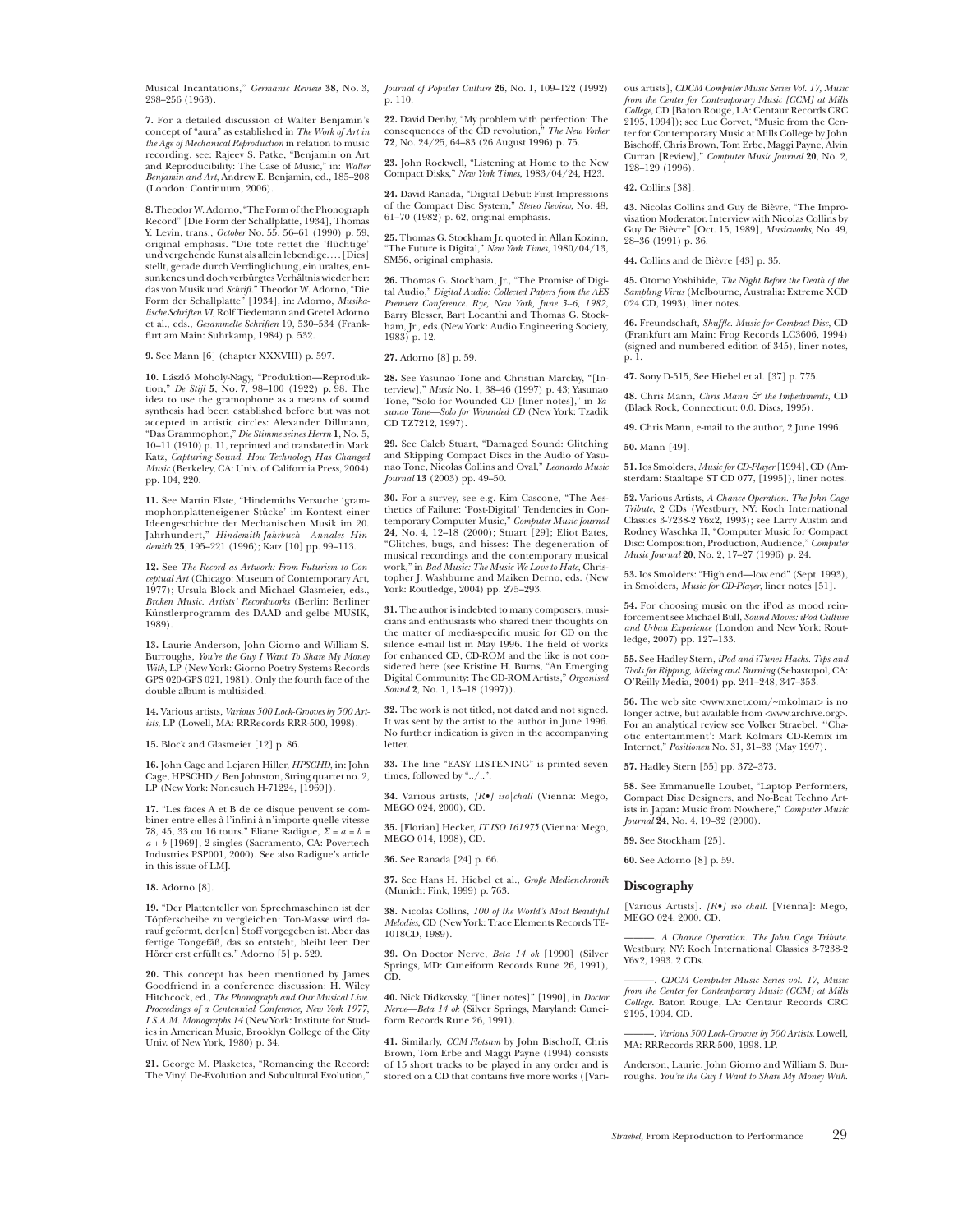Musical Incantations," *Germanic Review* **38**, No. 3, 238–256 (1963).

**7.** For a detailed discussion of Walter Benjamin's concept of "aura" as established in *The Work of Art in the Age of Mechanical Reproduction* in relation to music recording, see: Rajeev S. Patke, "Benjamin on Art and Reproducibility: The Case of Music," in: *Walter Benjamin and Art*, Andrew E. Benjamin, ed., 185–208 (London: Continuum, 2006).

**8.** Theodor W. Adorno, "The Form of the Phonograph Record" [Die Form der Schallplatte, 1934], Thomas Y. Levin, trans., *October* No. 55, 56–61 (1990) p. 59, original emphasis. "Die tote rettet die 'flüchtige' und vergehende Kunst als allein lebendige. . . . [Dies] stellt, gerade durch Verdinglichung, ein uraltes, entsunkenes und doch verbürgtes Verhältnis wieder her: das von Musik und *Schrift*." Theodor W. Adorno, "Die Form der Schallplatte" [1934], in: Adorno, *Musikalische Schriften VI*, Rolf Tiedemann and Gretel Adorno et al., eds., *Gesammelte Schriften* 19, 530–534 (Frankfurt am Main: Suhrkamp, 1984) p. 532.

**9.** See Mann [6] (chapter XXXVIII) p. 597.

**10.** László Moholy-Nagy, "Produktion—Reproduktion," *De Stijl* **5**, No. 7, 98–100 (1922) p. 98. The idea to use the gramophone as a means of sound synthesis had been established before but was not accepted in artistic circles: Alexander Dillmann, "Das Grammophon," *Die Stimme seines Herrn* **1**, No. 5, 10–11 (1910) p. 11, reprinted and translated in Mark Katz, *Capturing Sound. How Technology Has Changed Music* (Berkeley, CA: Univ. of California Press, 2004) pp. 104, 220.

**11.** See Martin Elste, "Hindemiths Versuche 'grammophonplatteneigener Stücke' im Kontext einer Ideengeschichte der Mechanischen Musik im 20. Jahrhundert," *Hindemith-Jahrbuch—Annales Hindemith* **25**, 195–221 (1996); Katz [10] pp. 99–113.

**12.** See *The Record as Artwork: From Futurism to Conceptual Art* (Chicago: Museum of Contemporary Art, 1977); Ursula Block and Michael Glasmeier, eds., *Broken Music. Artists' Recordworks* (Berlin: Berliner Künstlerprogramm des DAAD and gelbe MUSIK, 1989).

**13.** Laurie Anderson, John Giorno and William S. Burroughs, *You're the Guy I Want To Share My Money With*, LP (New York: Giorno Poetry Systems Records GPS 020-GPS 021, 1981). Only the fourth face of the double album is multisided.

**14.** Various artists, *Various 500 Lock-Grooves by 500 Artists*, LP (Lowell, MA: RRRecords RRR-500, 1998).

**15.** Block and Glasmeier [12] p. 86.

**16.** John Cage and Lejaren Hiller, *HPSCHD*, in: John Cage, HPSCHD / Ben Johnston, String quartet no. 2, LP (New York: Nonesuch H-71224, [1969]).

**17.** "Les faces A et B de ce disque peuvent se combiner entre elles à l'infini à n'importe quelle vitesse 78, 45, 33 ou 16 tours." Eliane Radigue, $\Sigma = a = b = a + b$ [1969], 2 singles (Sacramento, CA: Povertech Industries PSP001, 2000). See also Radigue's article in this issue of LMJ.

**18.** Adorno [8].

**19.** "Der Plattenteller von Sprechmaschinen ist der Töpferscheibe zu vergleichen: Ton-Masse wird darauf geformt, der[en] Stoff vorgegeben ist. Aber das fertige Tongefäß, das so entsteht, bleibt leer. Der Hörer erst erfüllt es." Adorno [5] p. 529.

**20.** This concept has been mentioned by James Goodfriend in a conference discussion: H. Wiley Hitchcock, ed., *The Phonograph and Our Musical Live. Proceedings of a Centennial Conference, New York 1977, I.S.A.M. Monographs 14* (New York: Institute for Studies in American Music, Brooklyn College of the City Univ. of New York, 1980) p. 34.

**21.** George M. Plasketes, "Romancing the Record: The Vinyl De-Evolution and Subcultural Evolution," *Journal of Popular Culture* **26**, No. 1, 109–122 (1992) p. 110.

**22.** David Denby, "My problem with perfection: The consequences of the CD revolution," *The New Yorker* **72**, No. 24/25, 64–83 (26 August 1996) p. 75.

**23.** John Rockwell, "Listening at Home to the New Compact Disks," *New York Times*, 1983/04/24, H23.

**24.** David Ranada, "Digital Debut: First Impressions of the Compact Disc System," *Stereo Review*, No. 48, 61–70 (1982) p. 62, original emphasis.

**25.** Thomas G. Stockham Jr. quoted in Allan Kozinn, "The Future is Digital," *New York Times*, 1980/04/13, SM56, original emphasis.

**26.** Thomas G. Stockham, Jr., "The Promise of Digital Audio," *Digital Audio: Collected Papers from the AES Premiere Conference. Rye, New York, June 3–6, 1982*, Barry Blesser, Bart Locanthi and Thomas G. Stockham, Jr., eds. (New York: Audio Engineering Society, 1983) p. 12.

**27.** Adorno [8] p. 59.

**28.** See Yasunao Tone and Christian Marclay, "[Interview]," *Music* No. 1, 38–46 (1997) p. 43; Yasunao Tone, "Solo for Wounded CD [liner notes]," in *Yasunao Tone—Solo for Wounded CD* (New York: Tzadik CD TZ7212, 1997).

**29.** See Caleb Stuart, "Damaged Sound: Glitching and Skipping Compact Discs in the Audio of Yasunao Tone, Nicolas Collins and Oval," *Leonardo Music Journal* **13** (2003) pp. 49–50.

**30.** For a survey, see e.g. Kim Cascone, "The Aesthetics of Failure: 'Post-Digital' Tendencies in Contemporary Computer Music," *Computer Music Journal* **24**, No. 4, 12–18 (2000); Stuart [29]; Eliot Bates, "Glitches, bugs, and hisses: The degeneration of musical recordings and the contemporary musical work," in *Bad Music: The Music We Love to Hate*, Christopher J. Washburne and Maiken Derno, eds. (New York: Routledge, 2004) pp. 275–293.

**31.** The author is indebted to many composers, musicians and enthusiasts who shared their thoughts on the matter of media-specific music for CD on the silence e-mail list in May 1996. The field of works for enhanced CD, CD-ROM and the like is not considered here (see Kristine H. Burns, "An Emerging Digital Community: The CD-ROM Artists," *Organised Sound* **2**, No. 1, 13–18 (1997)).

**32.** The work is not titled, not dated and not signed. It was sent by the artist to the author in June 1996. No further indication is given in the accompanying letter.

**33.** The line "EASY LISTENING" is printed seven times, followed by "../..".

**34.** Various artists, *[R•] iso|chall* (Vienna: Mego, MEGO 024, 2000), CD.

**35.** [Florian] Hecker, *IT ISO 161975* (Vienna: Mego, MEGO 014, 1998), CD.

**36.** See Ranada [24] p. 66.

**37.** See Hans H. Hiebel et al., *Große Medienchronik* (Munich: Fink, 1999) p. 763.

**38.** Nicolas Collins, *100 of the World's Most Beautiful Melodies*, CD (New York: Trace Elements Records TE-1018CD, 1989).

**39.** On Doctor Nerve, *Beta 14 ok* [1990] (Silver Springs, MD: Cuneiform Records Rune 26, 1991), CD.

**40.** Nick Didkovsky, "[liner notes]" [1990], in *Doctor Nerve—Beta 14 ok* (Silver Springs, Maryland: Cuneiform Records Rune 26, 1991).

**41.** Similarly, *CCM Flotsam* by John Bischoff, Chris Brown, Tom Erbe and Maggi Payne (1994) consists of 15 short tracks to be played in any order and is stored on a CD that contains five more works ([Various artists], *CDCM Computer Music Series Vol. 17, Music from the Center for Contemporary Music [CCM] at Mills College*, CD [Baton Rouge, LA: Centaur Records CRC 2195, 1994]); see Luc Corvet, "Music from the Center for Contemporary Music at Mills College by John Bischoff, Chris Brown, Tom Erbe, Maggi Payne, Alvin Curran [Review]," *Computer Music Journal* **20**, No. 2, 128–129 (1996).

**42.** Collins [38].

**43.** Nicolas Collins and Guy de Bièvre, "The Improvisation Moderator. Interview with Nicolas Collins by Guy De Bièvre" [Oct. 15, 1989], *Musicworks*, No. 49, 28–36 (1991) p. 36.

**44.** Collins and de Bièvre [43] p. 35.

**45.** Otomo Yoshihide, *The Night Before the Death of the Sampling Virus* (Melbourne, Australia: Extreme XCD 024 CD, 1993), liner notes.

**46.** Freundschaft, *Shuffle. Music for Compact Disc*, CD (Frankfurt am Main: Frog Records LC3606, 1994) (signed and numbered edition of 345), liner notes, p. 1.

**47.** Sony D-515, See Hiebel et al. [37] p. 775.

**48.** Chris Mann, *Chris Mann & the Impediments*, CD (Black Rock, Connecticut: 0.0. Discs, 1995).

**49.** Chris Mann, e-mail to the author, 2 June 1996.

**50.** Mann [49].

**51.** Ios Smolders, *Music for CD-Player* [1994], CD (Amsterdam: Staaltape ST CD 077, [1995]), liner notes.

**52.** Various Artists, *A Chance Operation. The John Cage Tribute*, 2 CDs (Westbury, NY: Koch International Classics 3-7238-2 Y6x2, 1993); see Larry Austin and Rodney Waschka II, "Computer Music for Compact Disc: Composition, Production, Audience," *Computer Music Journal* **20**, No. 2, 17–27 (1996) p. 24.

**53.** Ios Smolders: "High end—low end" (Sept. 1993), in Smolders, *Music for CD-Player*, liner notes [51].

**54.** For choosing music on the iPod as mood reinforcement see Michael Bull, *Sound Moves: iPod Culture and Urban Experience* (London and New York: Routledge, 2007) pp. 127–133.

**55.** See Hadley Stern, *iPod and iTunes Hacks. Tips and Tools for Ripping, Mixing and Burning* (Sebastopol, CA: O'Reilly Media, 2004) pp. 241–248, 347–353.

**56.** The web site <www.xnet.com/~mkolmar> is no longer active, but available from <www.archive.org>. For an analytical review see Volker Straebel, "'Chaotic entertainment': Mark Kolmars CD-Remix im Internet," *Positionen* No. 31, 31–33 (May 1997).

**57.** Hadley Stern [55] pp. 372–373.

**58.** See Emmanuelle Loubet, "Laptop Performers, Compact Disc Designers, and No-Beat Techno Artists in Japan: Music from Nowhere," *Computer Music Journal* **24**, No. 4, 19–32 (2000).

**59.** See Stockham [25].

**60.** See Adorno [8] p. 59.

## Discography

[Various Artists]. *[R•] iso|chall.* [Vienna]: Mego, MEGO 024, 2000. CD.

———. *A Chance Operation. The John Cage Tribute.* Westbury, NY: Koch International Classics 3-7238-2 Y6x2, 1993. 2 CDs.

———. *CDCM Computer Music Series vol. 17, Music from the Center for Contemporary Music (CCM) at Mills College.* Baton Rouge, LA: Centaur Records CRC 2195, 1994. CD.

———. *Various 500 Lock-Grooves by 500 Artists.* Lowell, MA: RRRecords RRR-500, 1998. LP.

Anderson, Laurie, John Giorno and William S. Burroughs. *You're the Guy I Want to Share My Money With.*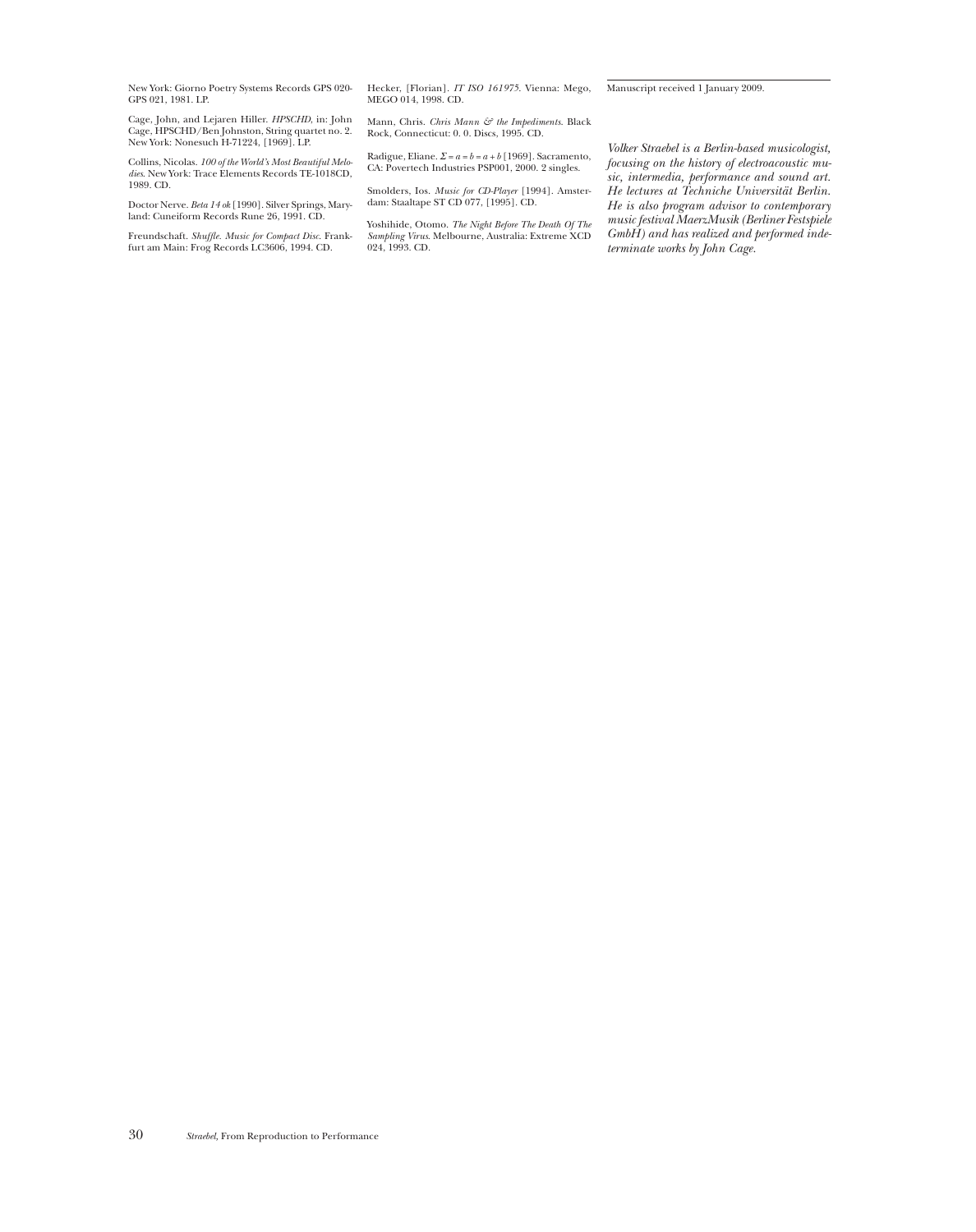New York: Giorno Poetry Systems Records GPS 020-GPS 021, 1981. LP.

Cage, John, and Lejaren Hiller. *HPSCHD*, in: John Cage, HPSCHD/Ben Johnston, String quartet no. 2. New York: Nonesuch H-71224, [1969]. LP.

Collins, Nicolas. *100 of the World's Most Beautiful Melodies*. New York: Trace Elements Records TE-1018CD, 1989. CD.

Doctor Nerve. *Beta 14 ok* [1990]. Silver Springs, Maryland: Cuneiform Records Rune 26, 1991. CD.

Freundschaft. *Shuffle. Music for Compact Disc*. Frankfurt am Main: Frog Records LC3606, 1994. CD.

Hecker, [Florian]. *IT ISO 161975*. Vienna: Mego, MEGO 014, 1998. CD.

Mann, Chris. *Chris Mann & the Impediments*. Black Rock, Connecticut: 0. 0. Discs, 1995. CD.

Radigue, Eliane. *$\Sigma = a = b = a + b$* [1969]. Sacramento, CA: Povertech Industries PSP001, 2000. 2 singles.

Smolders, Ios. *Music for CD-Player* [1994]. Amsterdam: Staaltape ST CD 077, [1995]. CD.

Yoshihide, Otomo. *The Night Before The Death Of The Sampling Virus*. Melbourne, Australia: Extreme XCD 024, 1993. CD.

Manuscript received 1 January 2009.

*Volker Straebel is a Berlin-based musicologist, focusing on the history of electroacoustic music, intermedia, performance and sound art. He lectures at Techniche Universität Berlin. He is also program advisor to contemporary music festival MaerzMusik (Berliner Festspiele GmbH) and has realized and performed indeterminate works by John Cage.*